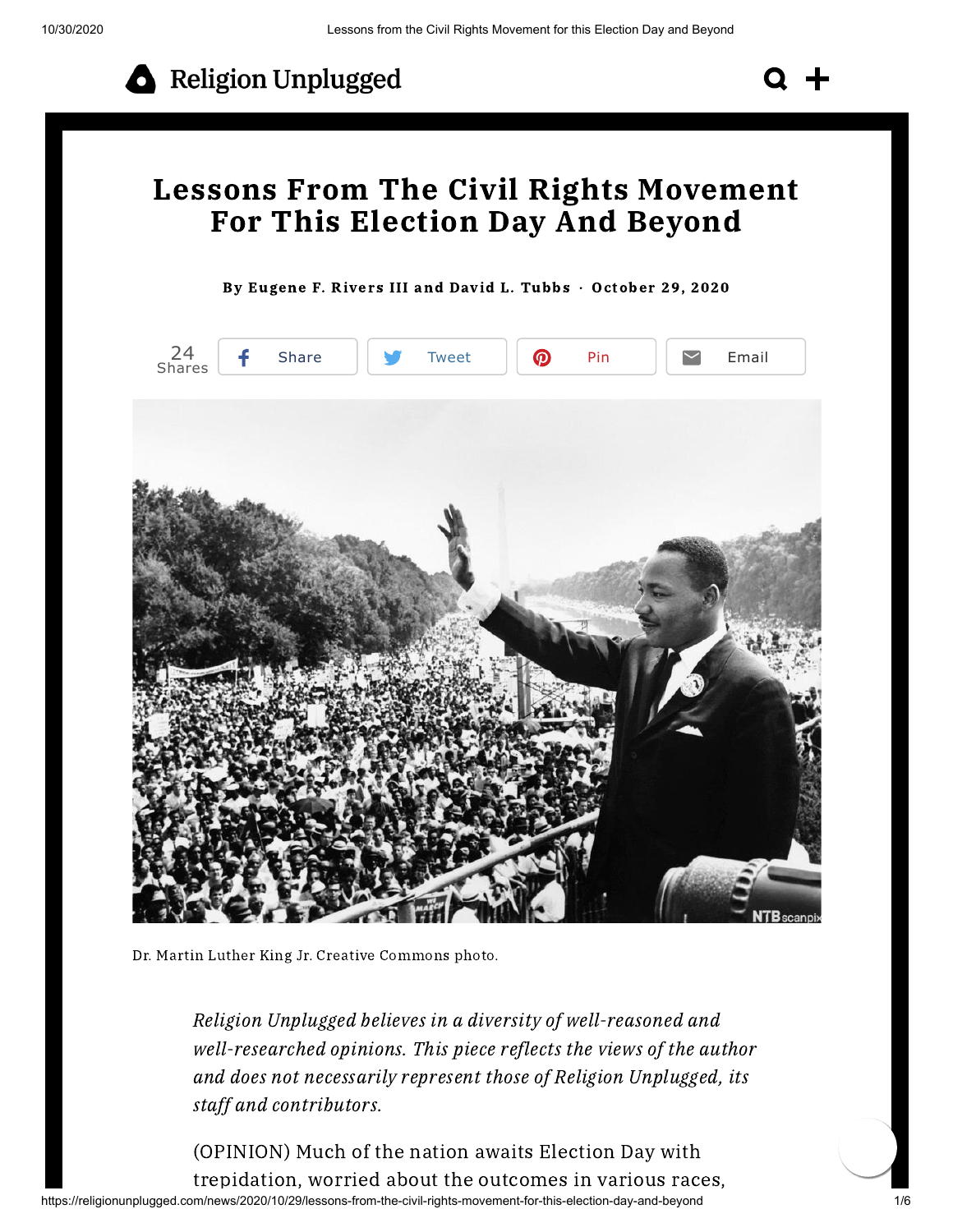# Lessons From The Civil Rights Movement For This Election Day And Beyond

**By Eugene F. Rivers III and David L. Tubbs · October 29, 2020**

Dr. Martin Luther King Jr. Creative Commons photo.

*Religion Unplugged believes in a diversity of well-reasoned and well-researched opinions. This piece reflects the views of the author and does not necessarily represent those of Religion Unplugged, its staff and contributors.*

(OPINION) Much of the nation awaits Election Day with trepidation, worried about the outcomes in various races,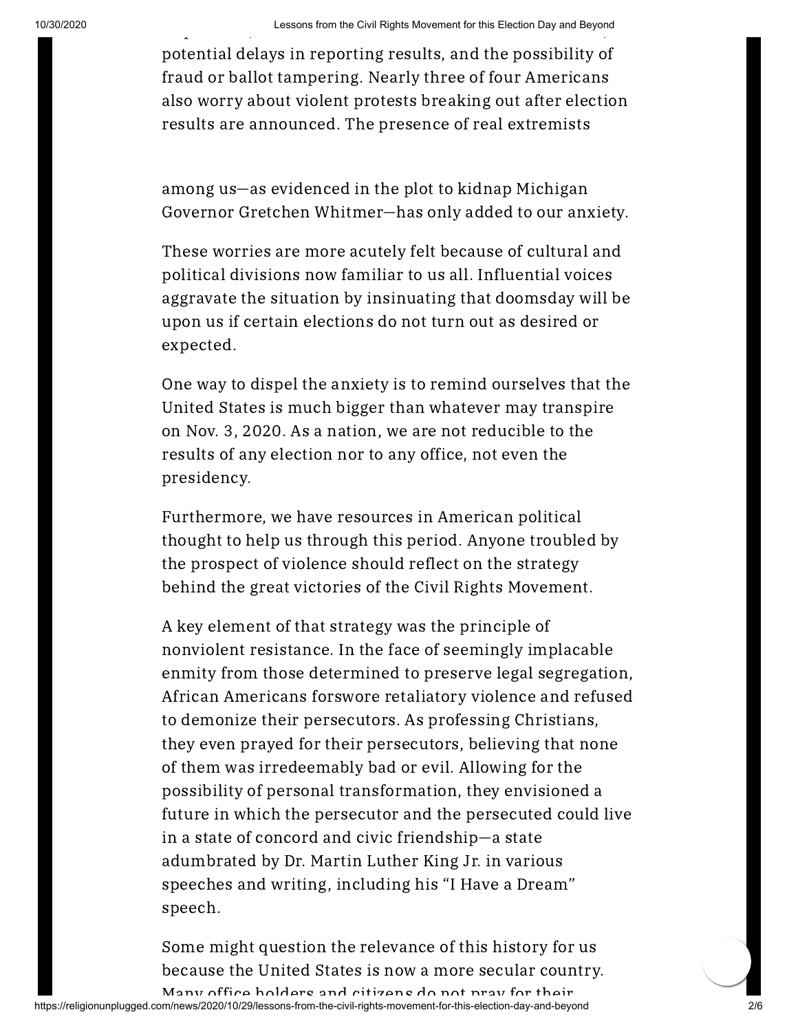potential delays in reporting results, and the possibility of fraud or ballot tampering. Nearly three of four Americans also worry about violent protests breaking out after election results are announced. The presence of real extremists among us—as evidenced in the plot to kidnap Michigan Governor Gretchen Whitmer—has only added to our anxiety.

These worries are more acutely felt because of cultural and political divisions now familiar to us all. Influential voices aggravate the situation by insinuating that doomsday will be upon us if certain elections do not turn out as desired or expected.

One way to dispel the anxiety is to remind ourselves that the United States is much bigger than whatever may transpire on Nov. 3, 2020. As a nation, we are not reducible to the results of any election nor to any office, not even the presidency.

Furthermore, we have resources in American political thought to help us through this period. Anyone troubled by the prospect of violence should reflect on the strategy behind the great victories of the Civil Rights Movement.

A key element of that strategy was the principle of nonviolent resistance. In the face of seemingly implacable enmity from those determined to preserve legal segregation, African Americans forswore retaliatory violence and refused to demonize their persecutors. As professing Christians, they even prayed for their persecutors, believing that none of them was irredeemably bad or evil. Allowing for the possibility of personal transformation, they envisioned a future in which the persecutor and the persecuted could live in a state of concord and civic friendship—a state adumbrated by Dr. Martin Luther King Jr. in various speeches and writing, including his "I Have a Dream" speech.

Some might question the relevance of this history for us because the United States is now a more secular country. Many office holders and citizens do not pray for their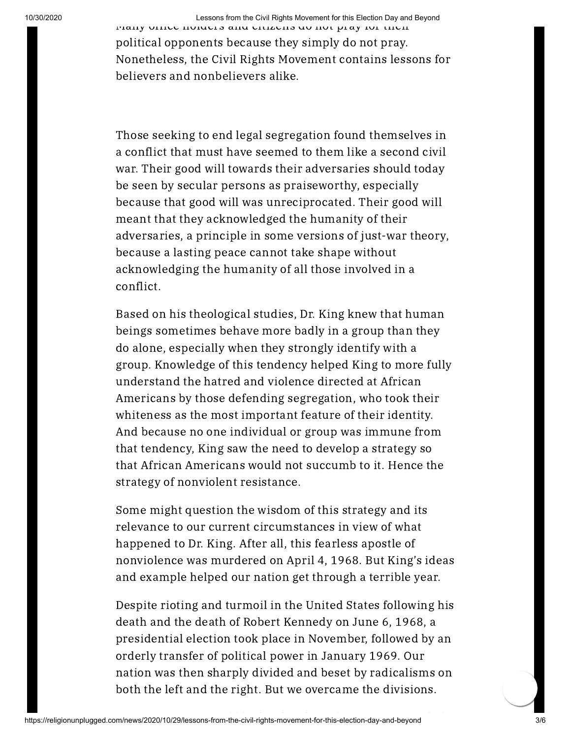Many office holders and citizens do not pray for their political opponents because they simply do not pray. Nonetheless, the Civil Rights Movement contains lessons for believers and nonbelievers alike.

Those seeking to end legal segregation found themselves in a conflict that must have seemed to them like a second civil war. Their good will towards their adversaries should today be seen by secular persons as praiseworthy, especially because that good will was unreciprocated. Their good will meant that they acknowledged the humanity of their adversaries, a principle in some versions of just-war theory, because a lasting peace cannot take shape without acknowledging the humanity of all those involved in a conflict.

Based on his theological studies, Dr. King knew that human beings sometimes behave more badly in a group than they do alone, especially when they strongly identify with a group. Knowledge of this tendency helped King to more fully understand the hatred and violence directed at African Americans by those defending segregation, who took their whiteness as the most important feature of their identity. And because no one individual or group was immune from that tendency, King saw the need to develop a strategy so that African Americans would not succumb to it. Hence the strategy of nonviolent resistance.

Some might question the wisdom of this strategy and its relevance to our current circumstances in view of what happened to Dr. King. After all, this fearless apostle of nonviolence was murdered on April 4, 1968. But King's ideas and example helped our nation get through a terrible year.

Despite rioting and turmoil in the United States following his death and the death of Robert Kennedy on June 6, 1968, a presidential election took place in November, followed by an orderly transfer of political power in January 1969. Our nation was then sharply divided and beset by radicalisms on both the left and the right. But we overcame the divisions.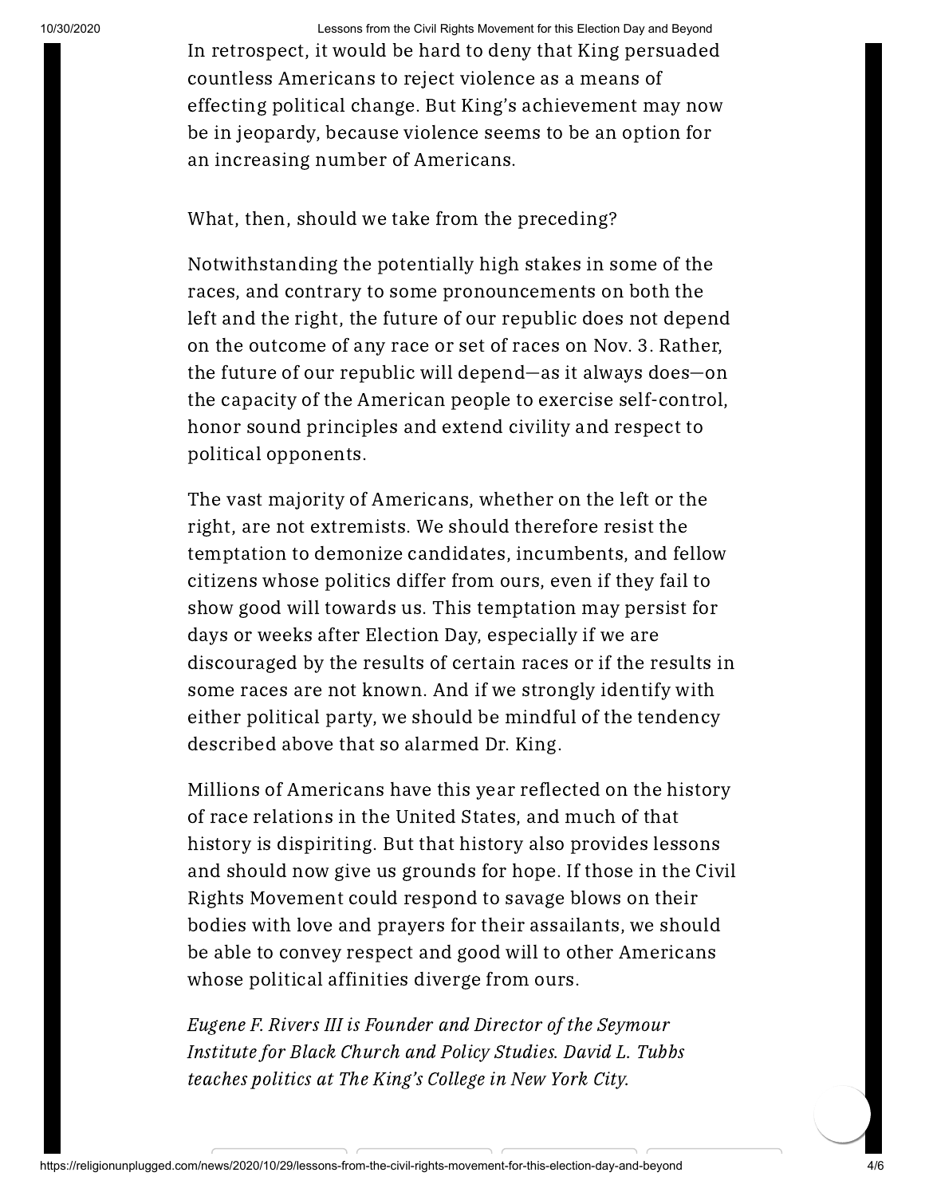In retrospect, it would be hard to deny that King persuaded countless Americans to reject violence as a means of effecting political change. But King's achievement may now be in jeopardy, because violence seems to be an option for an increasing number of Americans.

What, then, should we take from the preceding?

Notwithstanding the potentially high stakes in some of the races, and contrary to some pronouncements on both the left and the right, the future of our republic does not depend on the outcome of any race or set of races on Nov. 3. Rather, the future of our republic will depend—as it always does—on the capacity of the American people to exercise self-control, honor sound principles and extend civility and respect to political opponents.

The vast majority of Americans, whether on the left or the right, are not extremists. We should therefore resist the temptation to demonize candidates, incumbents, and fellow citizens whose politics differ from ours, even if they fail to show good will towards us. This temptation may persist for days or weeks after Election Day, especially if we are discouraged by the results of certain races or if the results in some races are not known. And if we strongly identify with either political party, we should be mindful of the tendency described above that so alarmed Dr. King.

Millions of Americans have this year reflected on the history of race relations in the United States, and much of that history is dispiriting. But that history also provides lessons and should now give us grounds for hope. If those in the Civil Rights Movement could respond to savage blows on their bodies with love and prayers for their assailants, we should be able to convey respect and good will to other Americans whose political affinities diverge from ours.

*Eugene F. Rivers III is Founder and Director of the Seymour Institute for Black Church and Policy Studies. David L. Tubbs teaches politics at The King's College in New York City.*